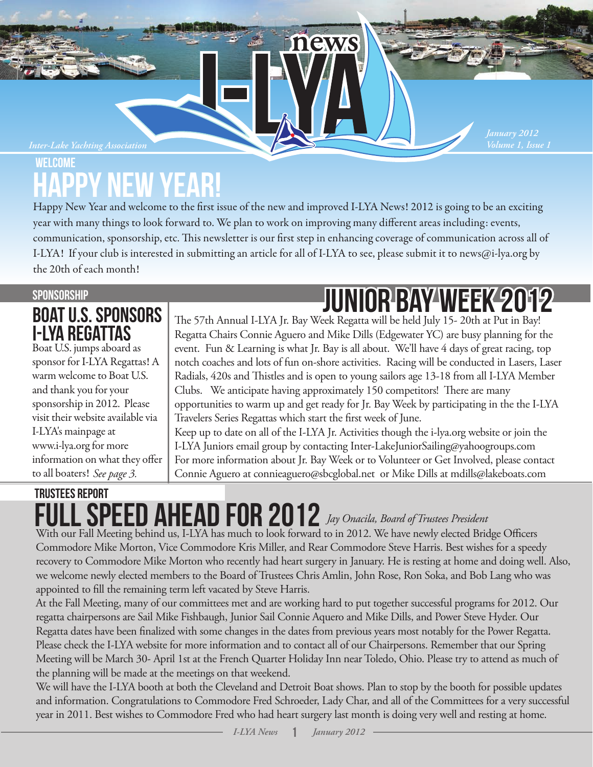# I-LYA news

*Inter-Lake Yachting Association*

*January 2012*
*Volume 1, Issue 1*

## WELCOME

# HAPPY NEW YEAR!

Happy New Year and welcome to the first issue of the new and improved I-LYA News! 2012 is going to be an exciting year with many things to look forward to. We plan to work on improving many different areas including: events, communication, sponsorship, etc. This newsletter is our first step in enhancing coverage of communication across all of I-LYA! If your club is interested in submitting an article for all of I-LYA to see, please submit it to news@i-lya.org by the 20th of each month!

## SPONSORSHIP

## BOAT U.S. SPONSORS I-LYA REGATTAS

Boat U.S. jumps aboard as sponsor for I-LYA Regattas! A warm welcome to Boat U.S. and thank you for your sponsorship in 2012. Please visit their website available via I-LYA's mainpage at www.i-lya.org for more information on what they offer to all boaters! *See page 3.*

## JUNIOR BAY WEEK 2012

The 57th Annual I-LYA Jr. Bay Week Regatta will be held July 15- 20th at Put in Bay! Regatta Chairs Connie Aguero and Mike Dills (Edgewater YC) are busy planning for the event. Fun & Learning is what Jr. Bay is all about. We'll have 4 days of great racing, top notch coaches and lots of fun on-shore activities. Racing will be conducted in Lasers, Laser Radials, 420s and Thistles and is open to young sailors age 13-18 from all I-LYA Member Clubs. We anticipate having approximately 150 competitors! There are many opportunities to warm up and get ready for Jr. Bay Week by participating in the the I-LYA Travelers Series Regattas which start the first week of June.

Keep up to date on all of the I-LYA Jr. Activities though the i-lya.org website or join the I-LYA Juniors email group by contacting Inter-LakeJuniorSailing@yahoogroups.com

For more information about Jr. Bay Week or to Volunteer or Get Involved, please contact Connie Aguero at connieaguero@sbcglobal.net or Mike Dills at mdills@lakeboats.com

## TRUSTEES REPORT

# FULL SPEED AHEAD FOR 2012

*Jay Onacila, Board of Trustees President*

With our Fall Meeting behind us, I-LYA has much to look forward to in 2012. We have newly elected Bridge Officers Commodore Mike Morton, Vice Commodore Kris Miller, and Rear Commodore Steve Harris. Best wishes for a speedy recovery to Commodore Mike Morton who recently had heart surgery in January. He is resting at home and doing well. Also, we welcome newly elected members to the Board of Trustees Chris Amlin, John Rose, Ron Soka, and Bob Lang who was appointed to fill the remaining term left vacated by Steve Harris.

At the Fall Meeting, many of our committees met and are working hard to put together successful programs for 2012. Our regatta chairpersons are Sail Mike Fishbaugh, Junior Sail Connie Aquero and Mike Dills, and Power Steve Hyder. Our Regatta dates have been finalized with some changes in the dates from previous years most notably for the Power Regatta. Please check the I-LYA website for more information and to contact all of our Chairpersons. Remember that our Spring Meeting will be March 30- April 1st at the French Quarter Holiday Inn near Toledo, Ohio. Please try to attend as much of the planning will be made at the meetings on that weekend.

We will have the I-LYA booth at both the Cleveland and Detroit Boat shows. Plan to stop by the booth for possible updates and information. Congratulations to Commodore Fred Schroeder, Lady Char, and all of the Committees for a very successful year in 2011. Best wishes to Commodore Fred who had heart surgery last month is doing very well and resting at home.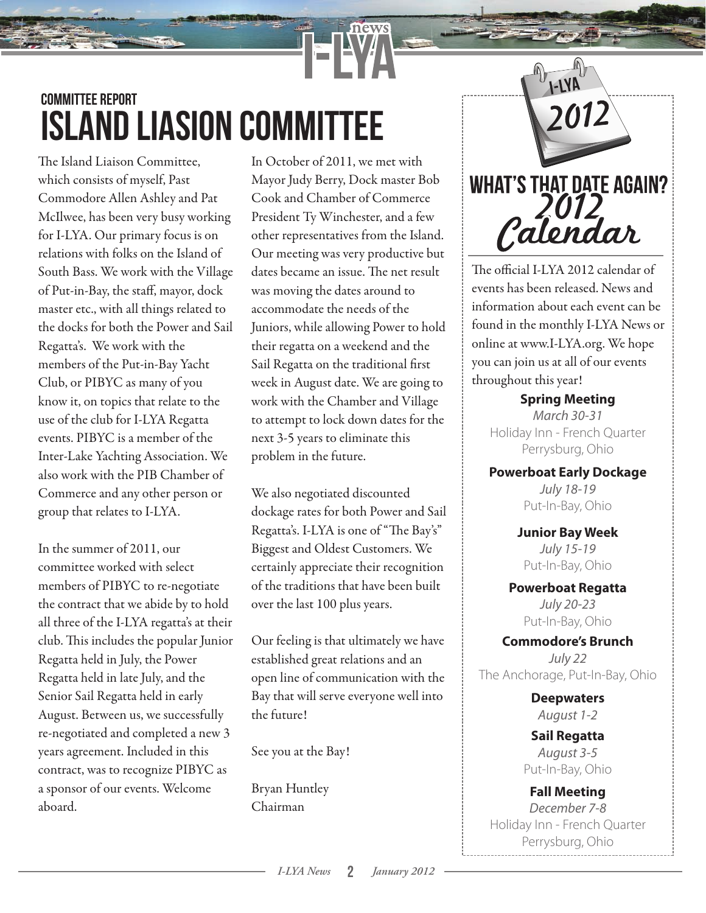## COMMITTEE REPORT

# ISLAND LIASION COMMITTEE

The Island Liaison Committee, which consists of myself, Past Commodore Allen Ashley and Pat McIlwee, has been very busy working for I-LYA. Our primary focus is on relations with folks on the Island of South Bass. We work with the Village of Put-in-Bay, the staff, mayor, dock master etc., with all things related to the docks for both the Power and Sail Regatta's. We work with the members of the Put-in-Bay Yacht Club, or PIBYC as many of you know it, on topics that relate to the use of the club for I-LYA Regatta events. PIBYC is a member of the Inter-Lake Yachting Association. We also work with the PIB Chamber of Commerce and any other person or group that relates to I-LYA.

In the summer of 2011, our committee worked with select members of PIBYC to re-negotiate the contract that we abide by to hold all three of the I-LYA regatta's at their club. This includes the popular Junior Regatta held in July, the Power Regatta held in late July, and the Senior Sail Regatta held in early August. Between us, we successfully re-negotiated and completed a new 3 years agreement. Included in this contract, was to recognize PIBYC as a sponsor of our events. Welcome aboard.

In October of 2011, we met with Mayor Judy Berry, Dock master Bob Cook and Chamber of Commerce President Ty Winchester, and a few other representatives from the Island. Our meeting was very productive but dates became an issue. The net result was moving the dates around to accommodate the needs of the Juniors, while allowing Power to hold their regatta on a weekend and the Sail Regatta on the traditional first week in August date. We are going to work with the Chamber and Village to attempt to lock down dates for the next 3-5 years to eliminate this problem in the future.

We also negotiated discounted dockage rates for both Power and Sail Regatta's. I-LYA is one of "The Bay's" Biggest and Oldest Customers. We certainly appreciate their recognition of the traditions that have been built over the last 100 plus years.

Our feeling is that ultimately we have established great relations and an open line of communication with the Bay that will serve everyone well into the future!

See you at the Bay!

Bryan Huntley
Chairman

## WHAT'S THAT DATE AGAIN? 2012 Calendar

The official I-LYA 2012 calendar of events has been released. News and information about each event can be found in the monthly I-LYA News or online at www.I-LYA.org. We hope you can join us at all of our events throughout this year!

**Spring Meeting**
*March 30-31*
Holiday Inn - French Quarter
Perrysburg, Ohio

**Powerboat Early Dockage**
*July 18-19*
Put-In-Bay, Ohio

**Junior Bay Week**
*July 15-19*
Put-In-Bay, Ohio

**Powerboat Regatta**
*July 20-23*
Put-In-Bay, Ohio

**Commodore's Brunch**
*July 22*
The Anchorage, Put-In-Bay, Ohio

**Deepwaters**
*August 1-2*

**Sail Regatta**
*August 3-5*
Put-In-Bay, Ohio

**Fall Meeting**
*December 7-8*
Holiday Inn - French Quarter
Perrysburg, Ohio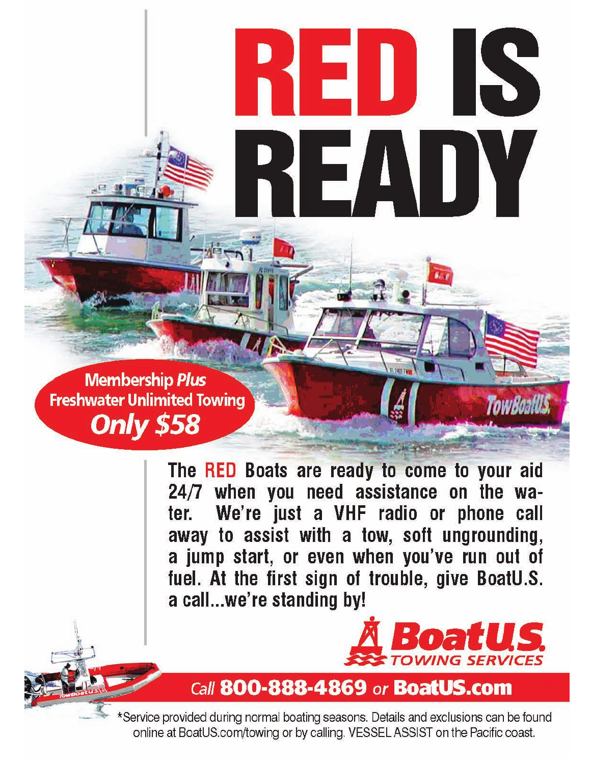# RED IS READY

**Membership *Plus* Freshwater Unlimited Towing**
***Only $58***

The **RED** Boats are ready to come to your aid 24/7 when you need assistance on the water. We're just a VHF radio or phone call away to assist with a tow, soft ungrounding, a jump start, or even when you've run out of fuel. At the first sign of trouble, give BoatU.S. a call...we're standing by!

**BoatU.S. TOWING SERVICES**

Call **800-888-4869** or **BoatUS.com**

*Service provided during normal boating seasons. Details and exclusions can be found online at BoatUS.com/towing or by calling. VESSEL ASSIST on the Pacific coast.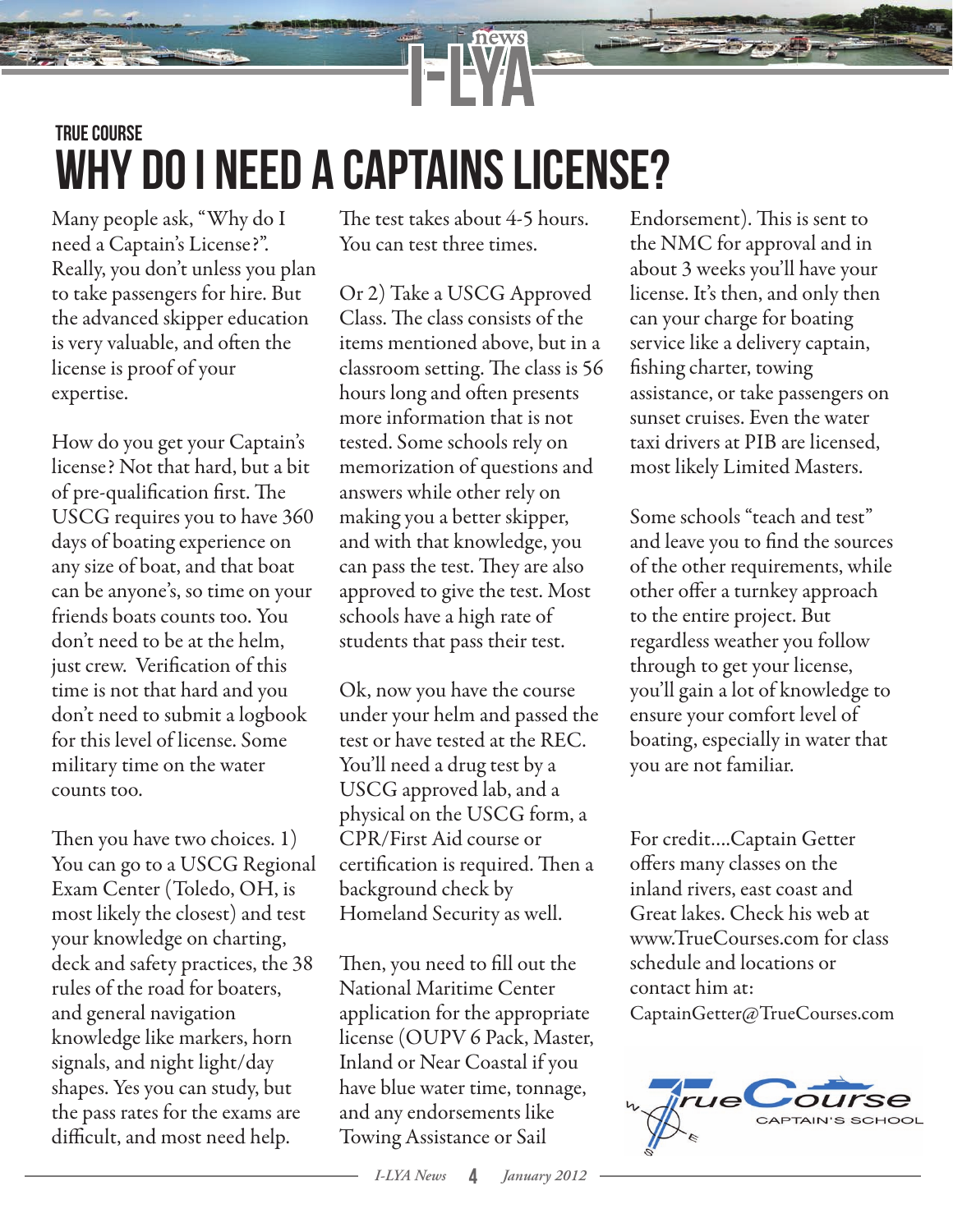TRUE COURSE

# WHY DO I NEED A CAPTAINS LICENSE?

Many people ask, "Why do I need a Captain's License?". Really, you don't unless you plan to take passengers for hire. But the advanced skipper education is very valuable, and often the license is proof of your expertise.

How do you get your Captain's license? Not that hard, but a bit of pre-qualification first. The USCG requires you to have 360 days of boating experience on any size of boat, and that boat can be anyone's, so time on your friends boats counts too. You don't need to be at the helm, just crew. Verification of this time is not that hard and you don't need to submit a logbook for this level of license. Some military time on the water counts too.

Then you have two choices. 1) You can go to a USCG Regional Exam Center (Toledo, OH, is most likely the closest) and test your knowledge on charting, deck and safety practices, the 38 rules of the road for boaters, and general navigation knowledge like markers, horn signals, and night light/day shapes. Yes you can study, but the pass rates for the exams are difficult, and most need help. The test takes about 4-5 hours. You can test three times.

Or 2) Take a USCG Approved Class. The class consists of the items mentioned above, but in a classroom setting. The class is 56 hours long and often presents more information that is not tested. Some schools rely on memorization of questions and answers while other rely on making you a better skipper, and with that knowledge, you can pass the test. They are also approved to give the test. Most schools have a high rate of students that pass their test.

Ok, now you have the course under your helm and passed the test or have tested at the REC. You'll need a drug test by a USCG approved lab, and a physical on the USCG form, a CPR/First Aid course or certification is required. Then a background check by Homeland Security as well.

Then, you need to fill out the National Maritime Center application for the appropriate license (OUPV 6 Pack, Master, Inland or Near Coastal if you have blue water time, tonnage, and any endorsements like Towing Assistance or Sail Endorsement). This is sent to the NMC for approval and in about 3 weeks you'll have your license. It's then, and only then can your charge for boating service like a delivery captain, fishing charter, towing assistance, or take passengers on sunset cruises. Even the water taxi drivers at PIB are licensed, most likely Limited Masters.

Some schools "teach and test" and leave you to find the sources of the other requirements, while other offer a turnkey approach to the entire project. But regardless weather you follow through to get your license, you'll gain a lot of knowledge to ensure your comfort level of boating, especially in water that you are not familiar.

For credit....Captain Getter offers many classes on the inland rivers, east coast and Great lakes. Check his web at www.TrueCourses.com for class schedule and locations or contact him at: CaptainGetter@TrueCourses.com

True Course CAPTAIN'S SCHOOL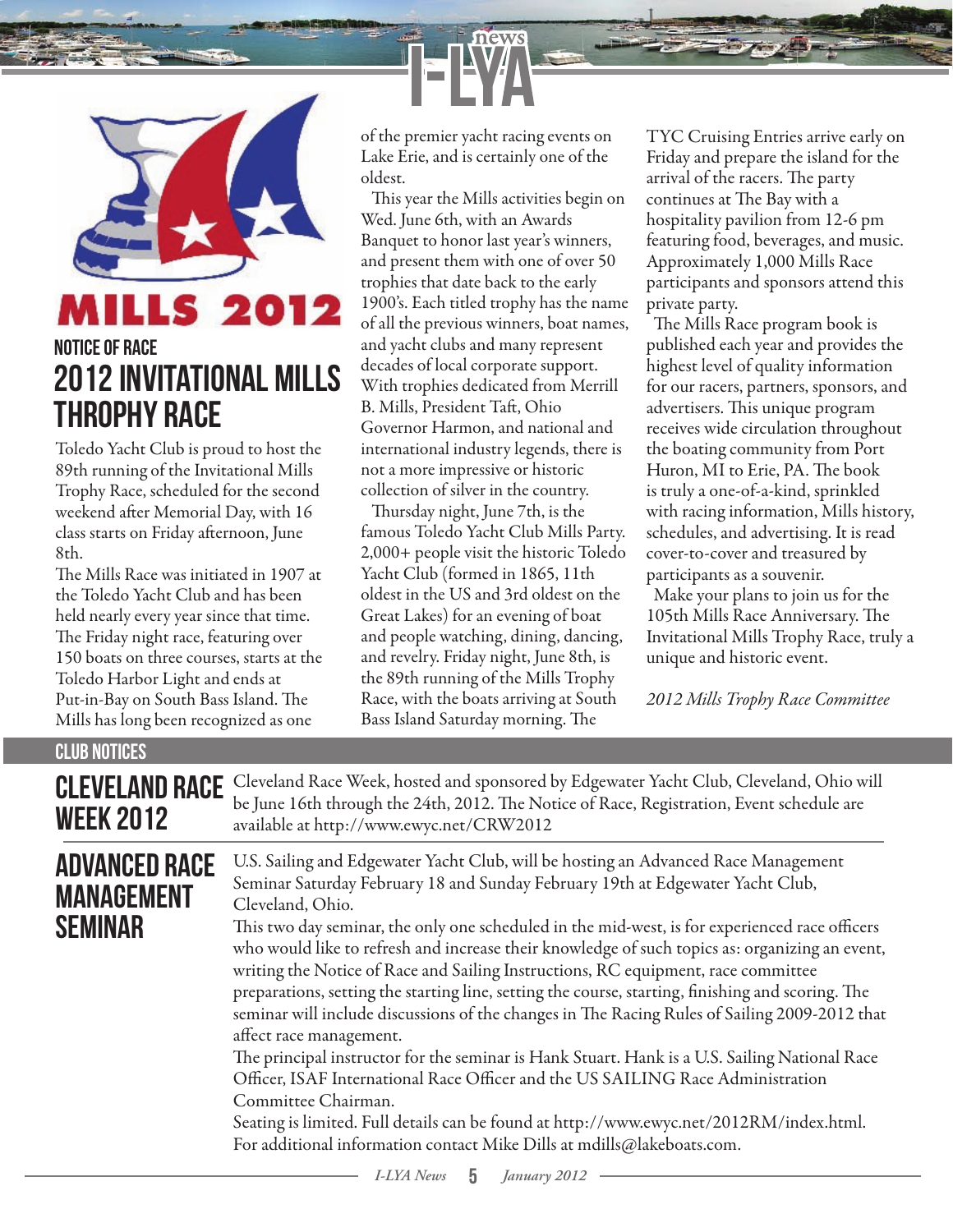MILLS 2012

## NOTICE OF RACE

# 2012 INVITATIONAL MILLS THROPHY RACE

Toledo Yacht Club is proud to host the 89th running of the Invitational Mills Trophy Race, scheduled for the second weekend after Memorial Day, with 16 class starts on Friday afternoon, June 8th.

The Mills Race was initiated in 1907 at the Toledo Yacht Club and has been held nearly every year since that time. The Friday night race, featuring over 150 boats on three courses, starts at the Toledo Harbor Light and ends at Put-in-Bay on South Bass Island. The Mills has long been recognized as one of the premier yacht racing events on Lake Erie, and is certainly one of the oldest.

This year the Mills activities begin on Wed. June 6th, with an Awards Banquet to honor last year's winners, and present them with one of over 50 trophies that date back to the early 1900's. Each titled trophy has the name of all the previous winners, boat names, and yacht clubs and many represent decades of local corporate support. With trophies dedicated from Merrill B. Mills, President Taft, Ohio Governor Harmon, and national and international industry legends, there is not a more impressive or historic collection of silver in the country.

Thursday night, June 7th, is the famous Toledo Yacht Club Mills Party. 2,000+ people visit the historic Toledo Yacht Club (formed in 1865, 11th oldest in the US and 3rd oldest on the Great Lakes) for an evening of boat and people watching, dining, dancing, and revelry. Friday night, June 8th, is the 89th running of the Mills Trophy Race, with the boats arriving at South Bass Island Saturday morning. The TYC Cruising Entries arrive early on Friday and prepare the island for the arrival of the racers. The party continues at The Bay with a hospitality pavilion from 12-6 pm featuring food, beverages, and music. Approximately 1,000 Mills Race participants and sponsors attend this private party.

The Mills Race program book is published each year and provides the highest level of quality information for our racers, partners, sponsors, and advertisers. This unique program receives wide circulation throughout the boating community from Port Huron, MI to Erie, PA. The book is truly a one-of-a-kind, sprinkled with racing information, Mills history, schedules, and advertising. It is read cover-to-cover and treasured by participants as a souvenir.

Make your plans to join us for the 105th Mills Race Anniversary. The Invitational Mills Trophy Race, truly a unique and historic event.

*2012 Mills Trophy Race Committee*

## CLUB NOTICES

### CLEVELAND RACE WEEK 2012

Cleveland Race Week, hosted and sponsored by Edgewater Yacht Club, Cleveland, Ohio will be June 16th through the 24th, 2012. The Notice of Race, Registration, Event schedule are available at http://www.ewyc.net/CRW2012

### ADVANCED RACE MANAGEMENT SEMINAR

U.S. Sailing and Edgewater Yacht Club, will be hosting an Advanced Race Management Seminar Saturday February 18 and Sunday February 19th at Edgewater Yacht Club, Cleveland, Ohio.

This two day seminar, the only one scheduled in the mid-west, is for experienced race officers who would like to refresh and increase their knowledge of such topics as: organizing an event, writing the Notice of Race and Sailing Instructions, RC equipment, race committee preparations, setting the starting line, setting the course, starting, finishing and scoring. The seminar will include discussions of the changes in The Racing Rules of Sailing 2009-2012 that affect race management.

The principal instructor for the seminar is Hank Stuart. Hank is a U.S. Sailing National Race Officer, ISAF International Race Officer and the US SAILING Race Administration Committee Chairman.

Seating is limited. Full details can be found at http://www.ewyc.net/2012RM/index.html. For additional information contact Mike Dills at mdills@lakeboats.com.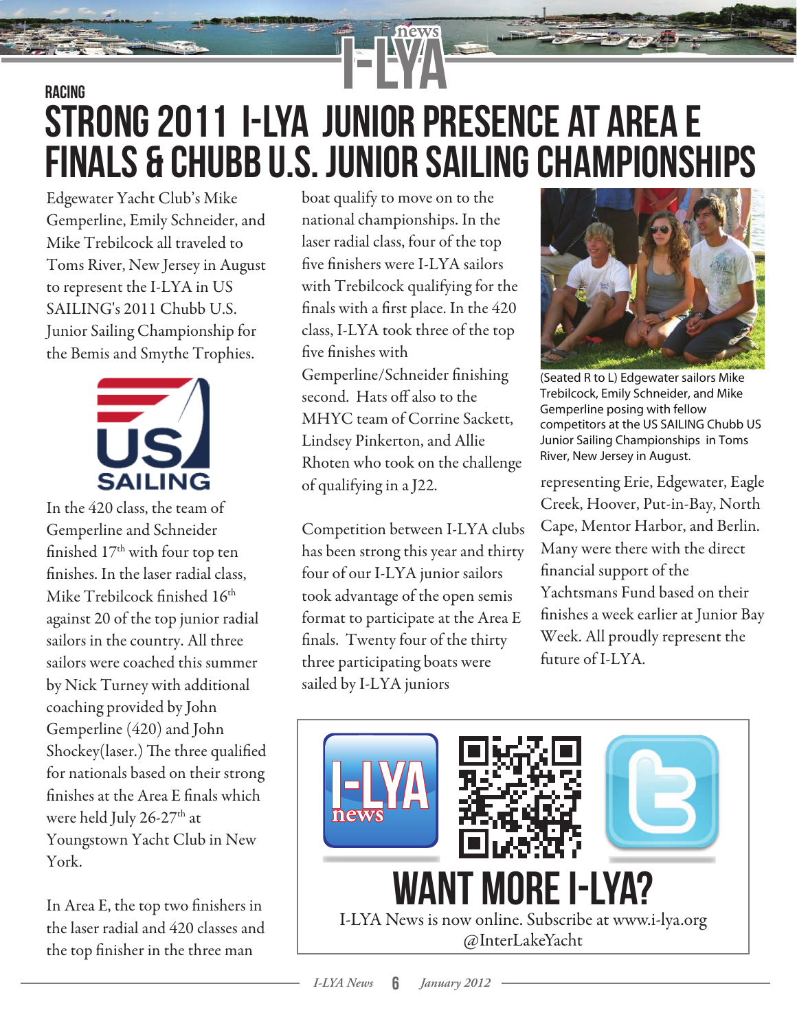RACING

# STRONG 2011 I-LYA JUNIOR PRESENCE AT AREA E FINALS & CHUBB U.S. JUNIOR SAILING CHAMPIONSHIPS

Edgewater Yacht Club's Mike Gemperline, Emily Schneider, and Mike Trebilcock all traveled to Toms River, New Jersey in August to represent the I-LYA in US SAILING's 2011 Chubb U.S. Junior Sailing Championship for the Bemis and Smythe Trophies.

In the 420 class, the team of Gemperline and Schneider finished 17th with four top ten finishes. In the laser radial class, Mike Trebilcock finished 16th against 20 of the top junior radial sailors in the country. All three sailors were coached this summer by Nick Turney with additional coaching provided by John Gemperline (420) and John Shockey(laser.) The three qualified for nationals based on their strong finishes at the Area E finals which were held July 26-27th at Youngstown Yacht Club in New York.

In Area E, the top two finishers in the laser radial and 420 classes and the top finisher in the three man boat qualify to move on to the national championships. In the laser radial class, four of the top five finishers were I-LYA sailors with Trebilcock qualifying for the finals with a first place. In the 420 class, I-LYA took three of the top five finishes with Gemperline/Schneider finishing second. Hats off also to the MHYC team of Corrine Sackett, Lindsey Pinkerton, and Allie Rhoten who took on the challenge of qualifying in a J22.

Competition between I-LYA clubs has been strong this year and thirty four of our I-LYA junior sailors took advantage of the open semis format to participate at the Area E finals. Twenty four of the thirty three participating boats were sailed by I-LYA juniors

(Seated R to L) Edgewater sailors Mike Trebilcock, Emily Schneider, and Mike Gemperline posing with fellow competitors at the US SAILING Chubb US Junior Sailing Championships in Toms River, New Jersey in August.

representing Erie, Edgewater, Eagle Creek, Hoover, Put-in-Bay, North Cape, Mentor Harbor, and Berlin. Many were there with the direct financial support of the Yachtsmans Fund based on their finishes a week earlier at Junior Bay Week. All proudly represent the future of I-LYA.

## WANT MORE I-LYA?

I-LYA News is now online. Subscribe at www.i-lya.org
@InterLakeYacht